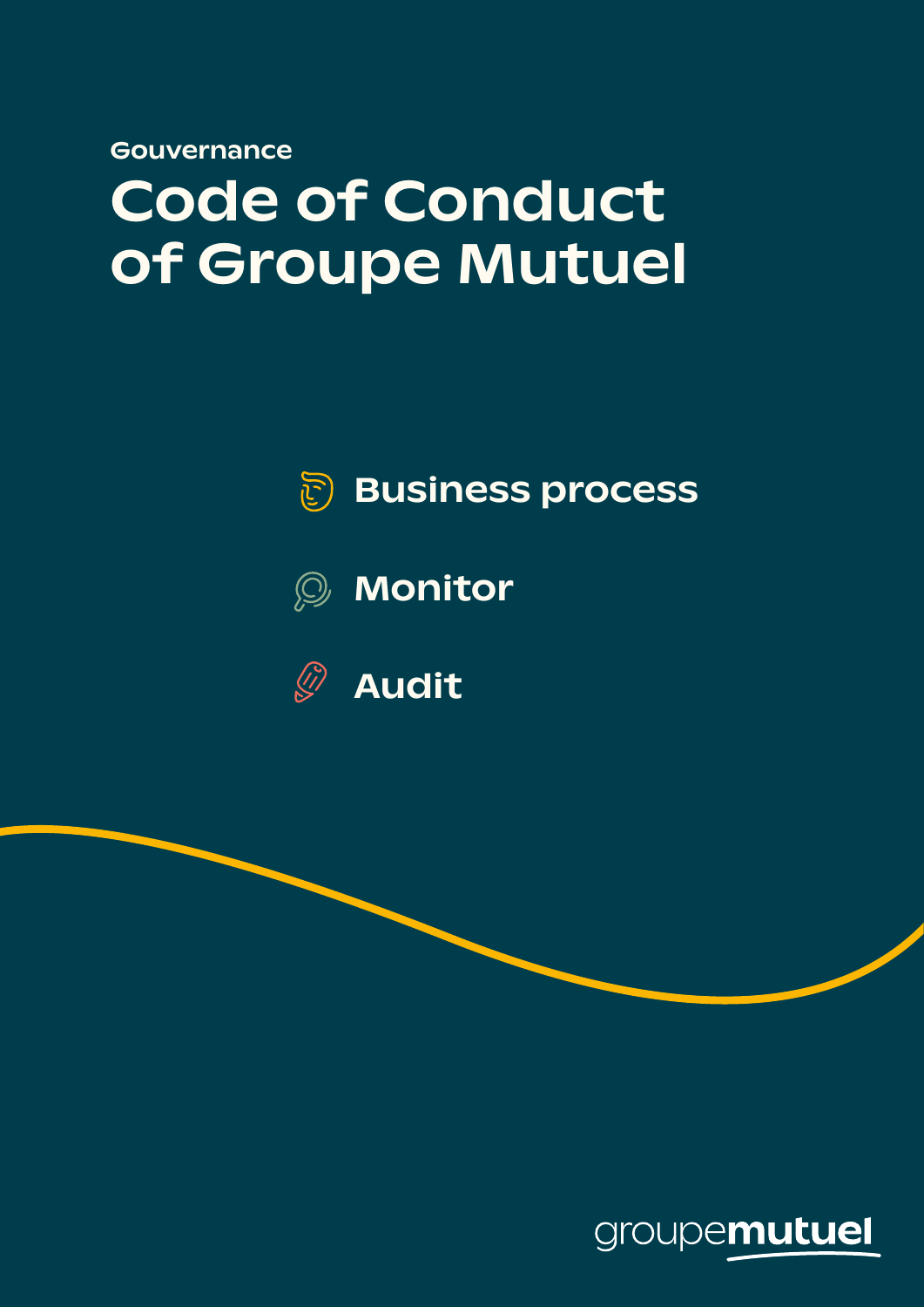Gouvernance

# Code of Conduct of Groupe Mutuel

- Business process
- Monitor
- Audit

groupemutuel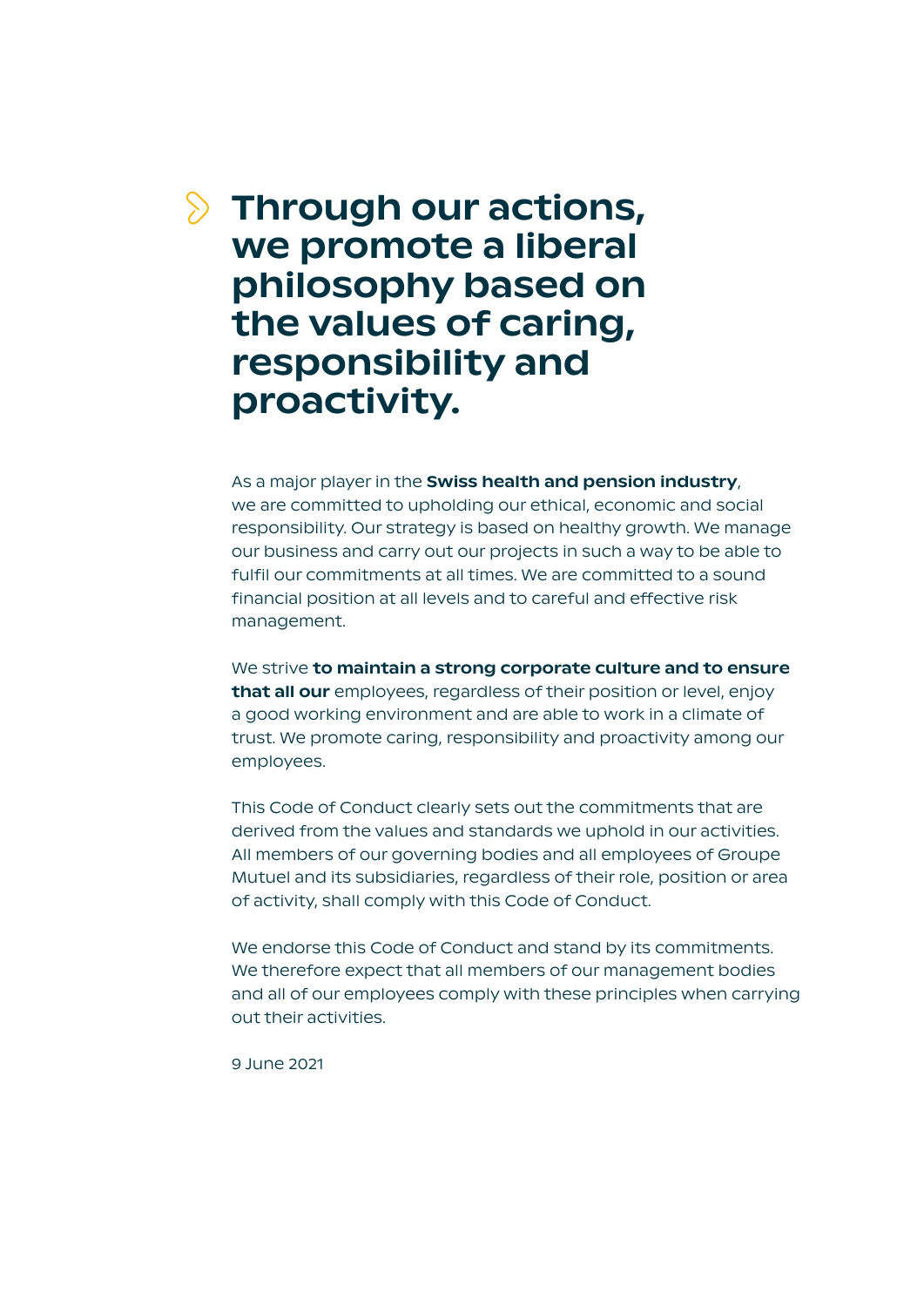# Through our actions, we promote a liberal philosophy based on the values of caring, responsibility and proactivity.

As a major player in the **Swiss health and pension industry**, we are committed to upholding our ethical, economic and social responsibility. Our strategy is based on healthy growth. We manage our business and carry out our projects in such a way to be able to fulfil our commitments at all times. We are committed to a sound financial position at all levels and to careful and effective risk management.

We strive **to maintain a strong corporate culture and to ensure that all our** employees, regardless of their position or level, enjoy a good working environment and are able to work in a climate of trust. We promote caring, responsibility and proactivity among our employees.

This Code of Conduct clearly sets out the commitments that are derived from the values and standards we uphold in our activities. All members of our governing bodies and all employees of Groupe Mutuel and its subsidiaries, regardless of their role, position or area of activity, shall comply with this Code of Conduct.

We endorse this Code of Conduct and stand by its commitments. We therefore expect that all members of our management bodies and all of our employees comply with these principles when carrying out their activities.

9 June 2021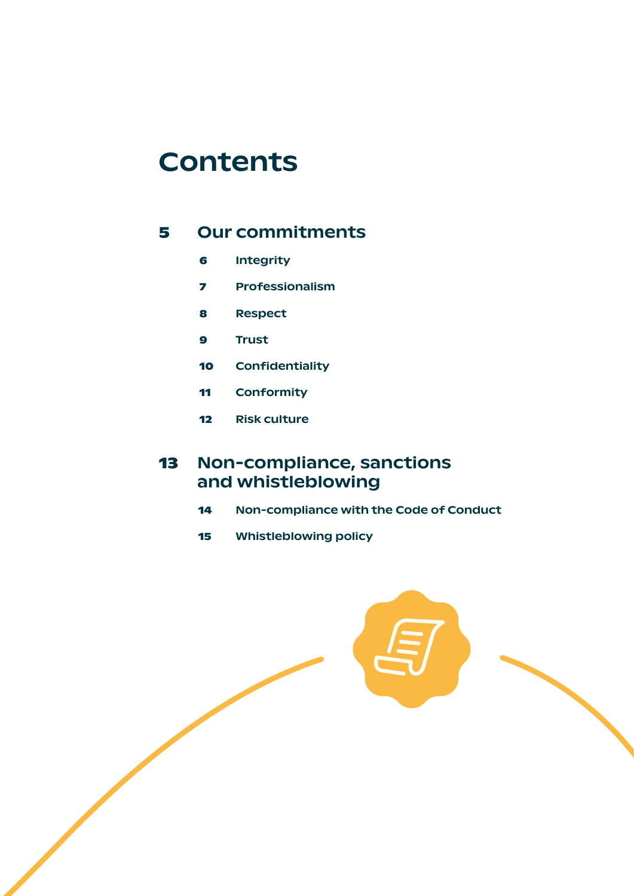# Contents

## 5 Our commitments

- **6** Integrity
- **7** Professionalism
- **8** Respect
- **9** Trust
- **10** Confidentiality
- **11** Conformity
- **12** Risk culture

## 13 Non-compliance, sanctions and whistleblowing

- **14** Non-compliance with the Code of Conduct
- **15** Whistleblowing policy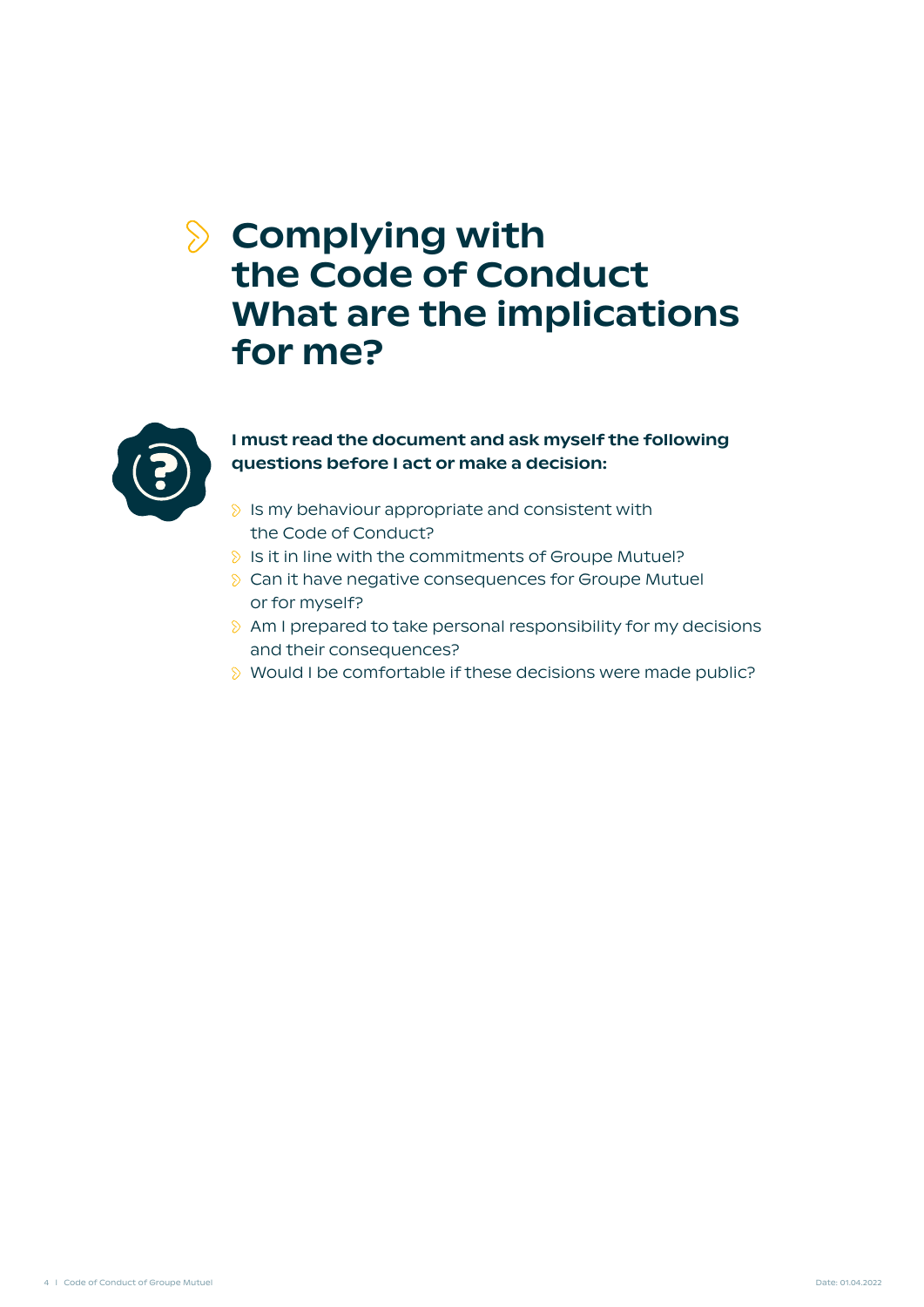# Complying with the Code of Conduct What are the implications for me?

**I must read the document and ask myself the following questions before I act or make a decision:**

- Is my behaviour appropriate and consistent with the Code of Conduct?
- Is it in line with the commitments of Groupe Mutuel?
- Can it have negative consequences for Groupe Mutuel or for myself?
- Am I prepared to take personal responsibility for my decisions and their consequences?
- Would I be comfortable if these decisions were made public?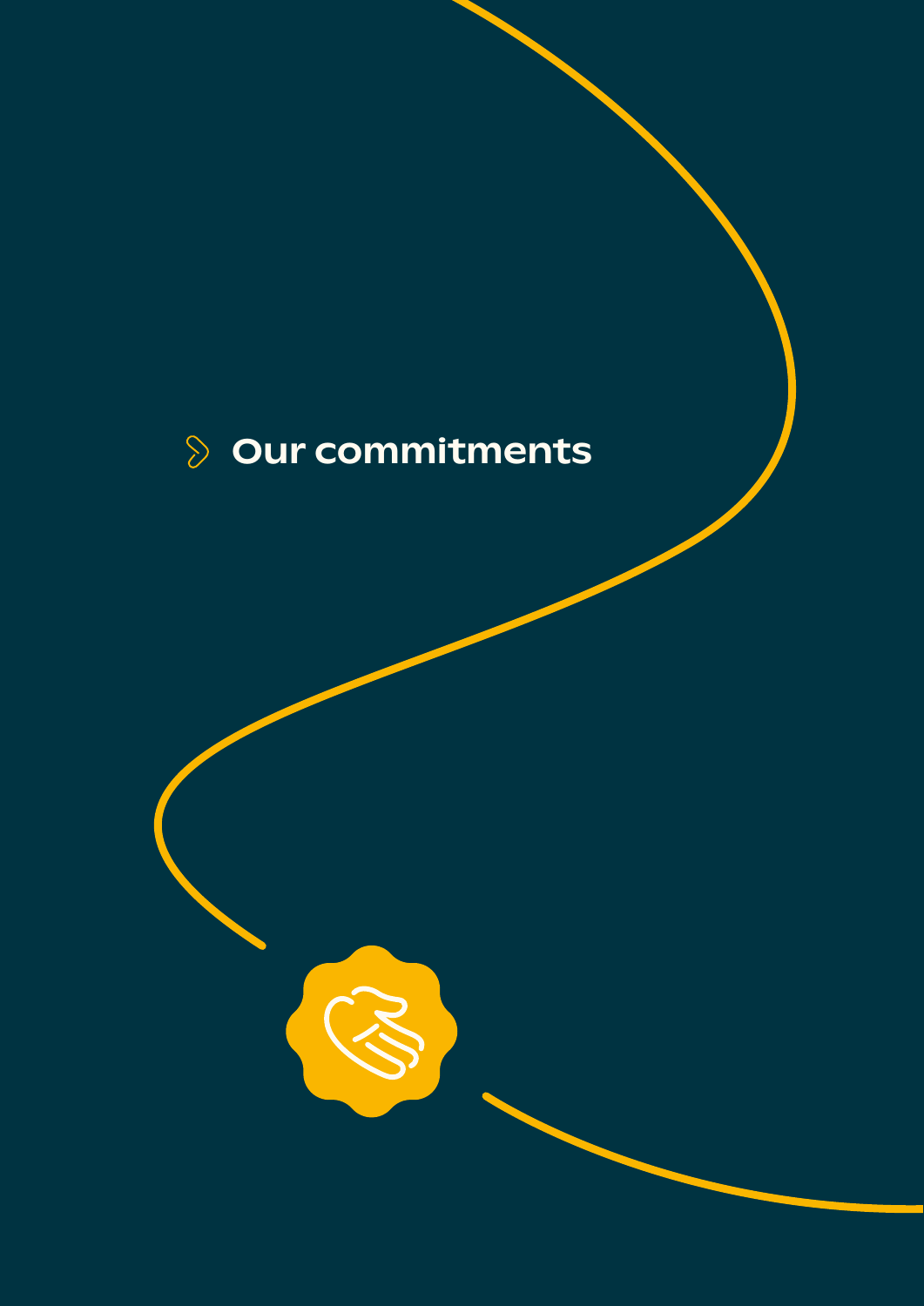# Our commitments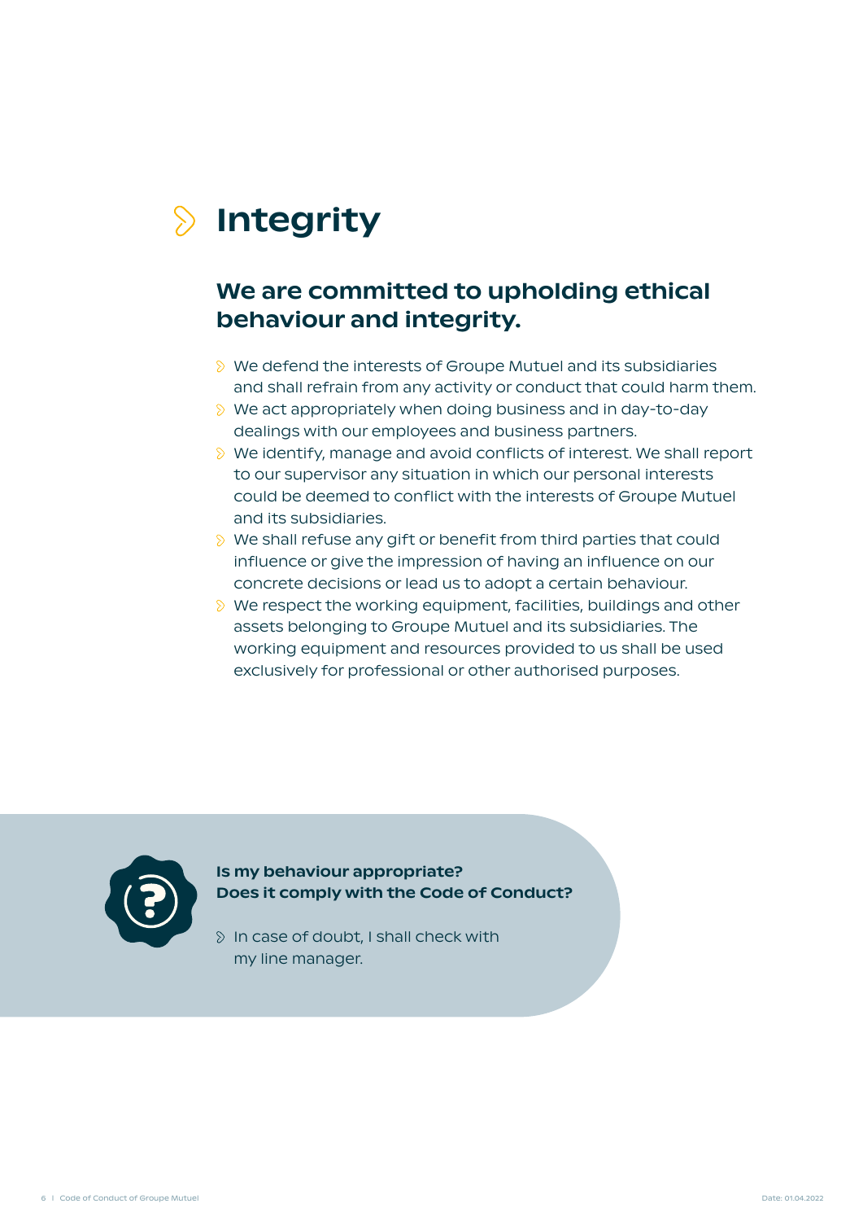# Integrity

## We are committed to upholding ethical behaviour and integrity.

- We defend the interests of Groupe Mutuel and its subsidiaries and shall refrain from any activity or conduct that could harm them.
- We act appropriately when doing business and in day-to-day dealings with our employees and business partners.
- We identify, manage and avoid conflicts of interest. We shall report to our supervisor any situation in which our personal interests could be deemed to conflict with the interests of Groupe Mutuel and its subsidiaries.
- We shall refuse any gift or benefit from third parties that could influence or give the impression of having an influence on our concrete decisions or lead us to adopt a certain behaviour.
- We respect the working equipment, facilities, buildings and other assets belonging to Groupe Mutuel and its subsidiaries. The working equipment and resources provided to us shall be used exclusively for professional or other authorised purposes.

**Is my behaviour appropriate?**
**Does it comply with the Code of Conduct?**

- In case of doubt, I shall check with my line manager.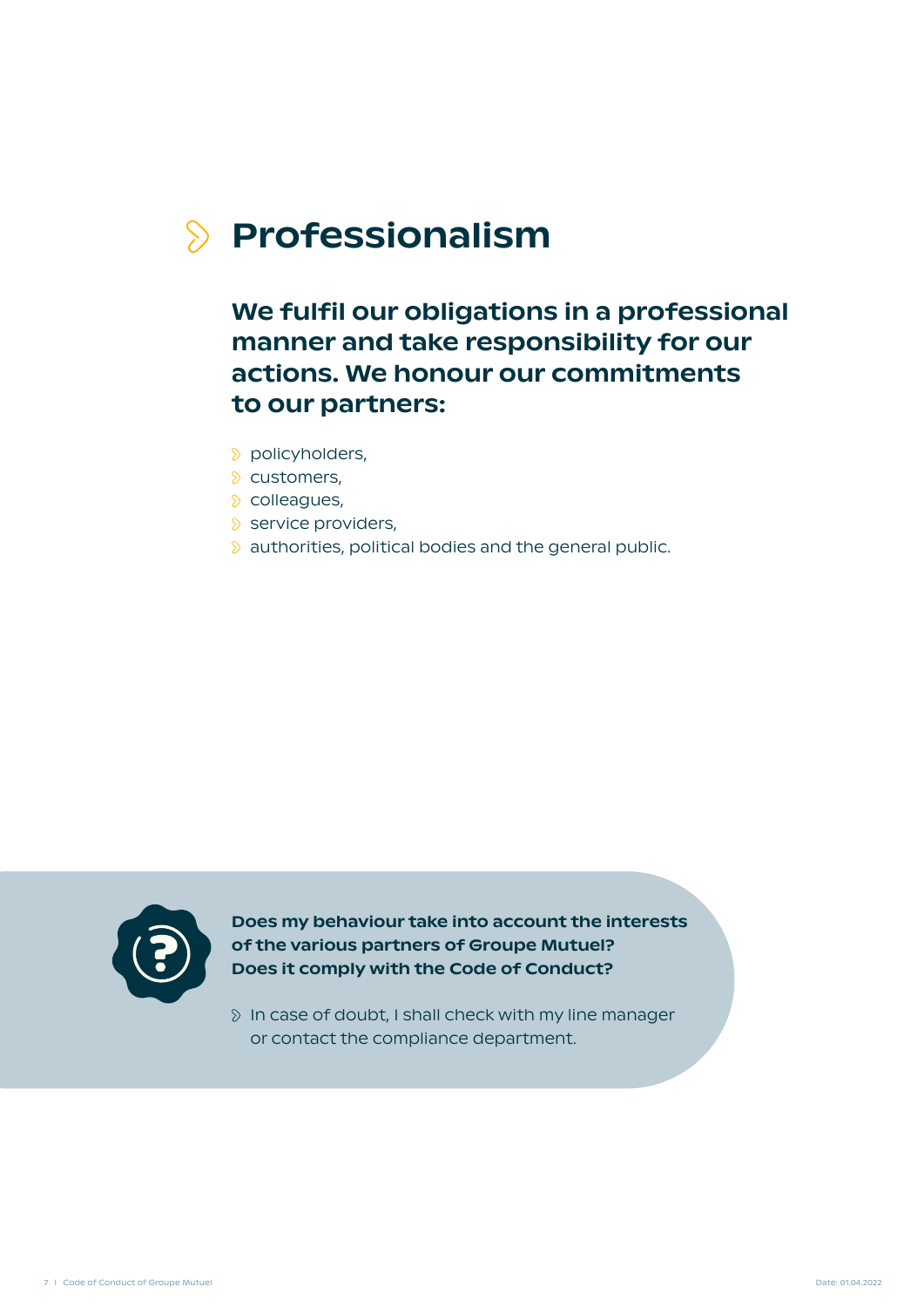# Professionalism

**We fulfil our obligations in a professional manner and take responsibility for our actions. We honour our commitments to our partners:**

- policyholders,
- customers,
- colleagues,
- service providers,
- authorities, political bodies and the general public.

**Does my behaviour take into account the interests of the various partners of Groupe Mutuel? Does it comply with the Code of Conduct?**

- In case of doubt, I shall check with my line manager or contact the compliance department.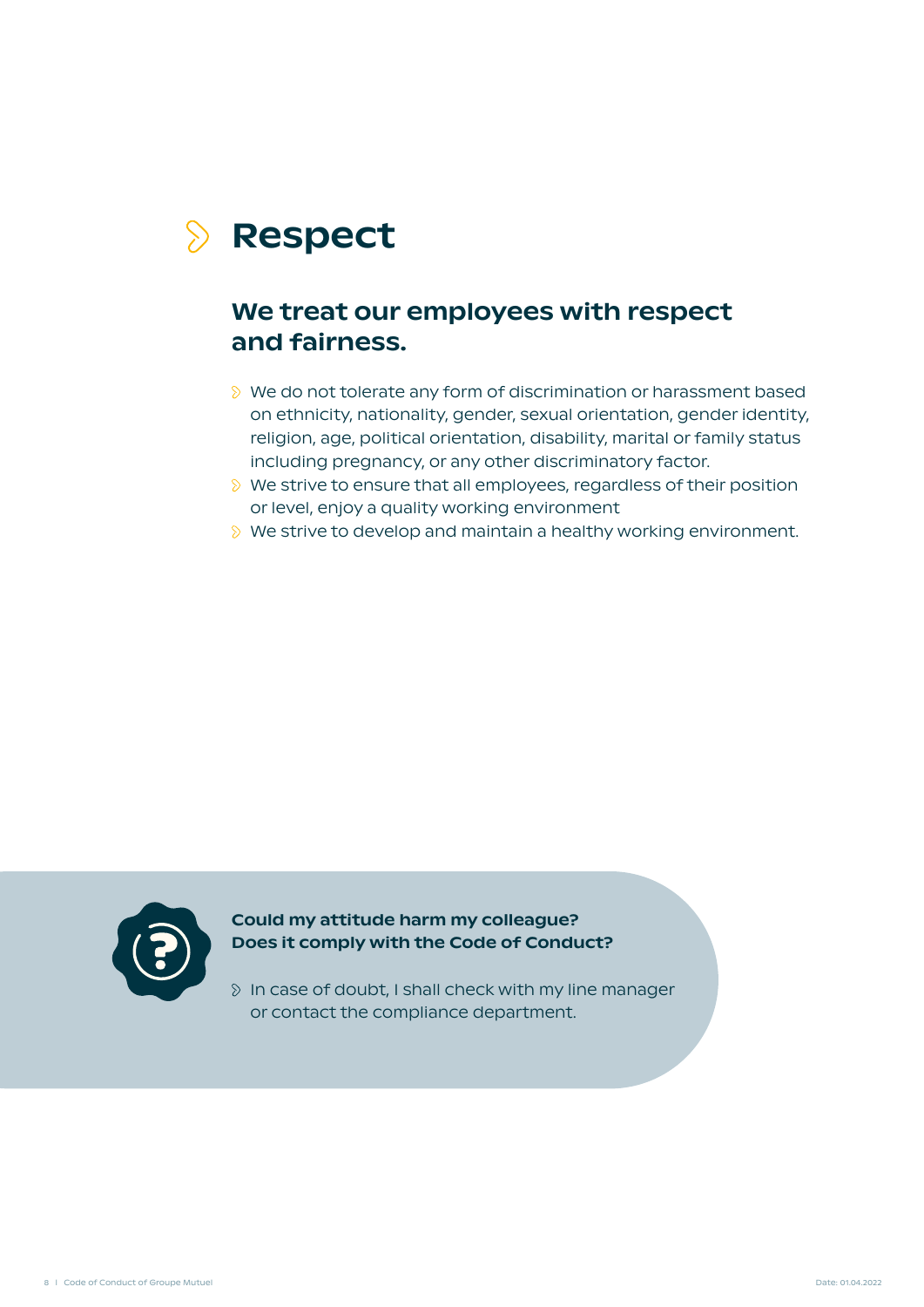# Respect

## We treat our employees with respect and fairness.

- We do not tolerate any form of discrimination or harassment based on ethnicity, nationality, gender, sexual orientation, gender identity, religion, age, political orientation, disability, marital or family status including pregnancy, or any other discriminatory factor.
- We strive to ensure that all employees, regardless of their position or level, enjoy a quality working environment
- We strive to develop and maintain a healthy working environment.

**Could my attitude harm my colleague?**
**Does it comply with the Code of Conduct?**

- In case of doubt, I shall check with my line manager or contact the compliance department.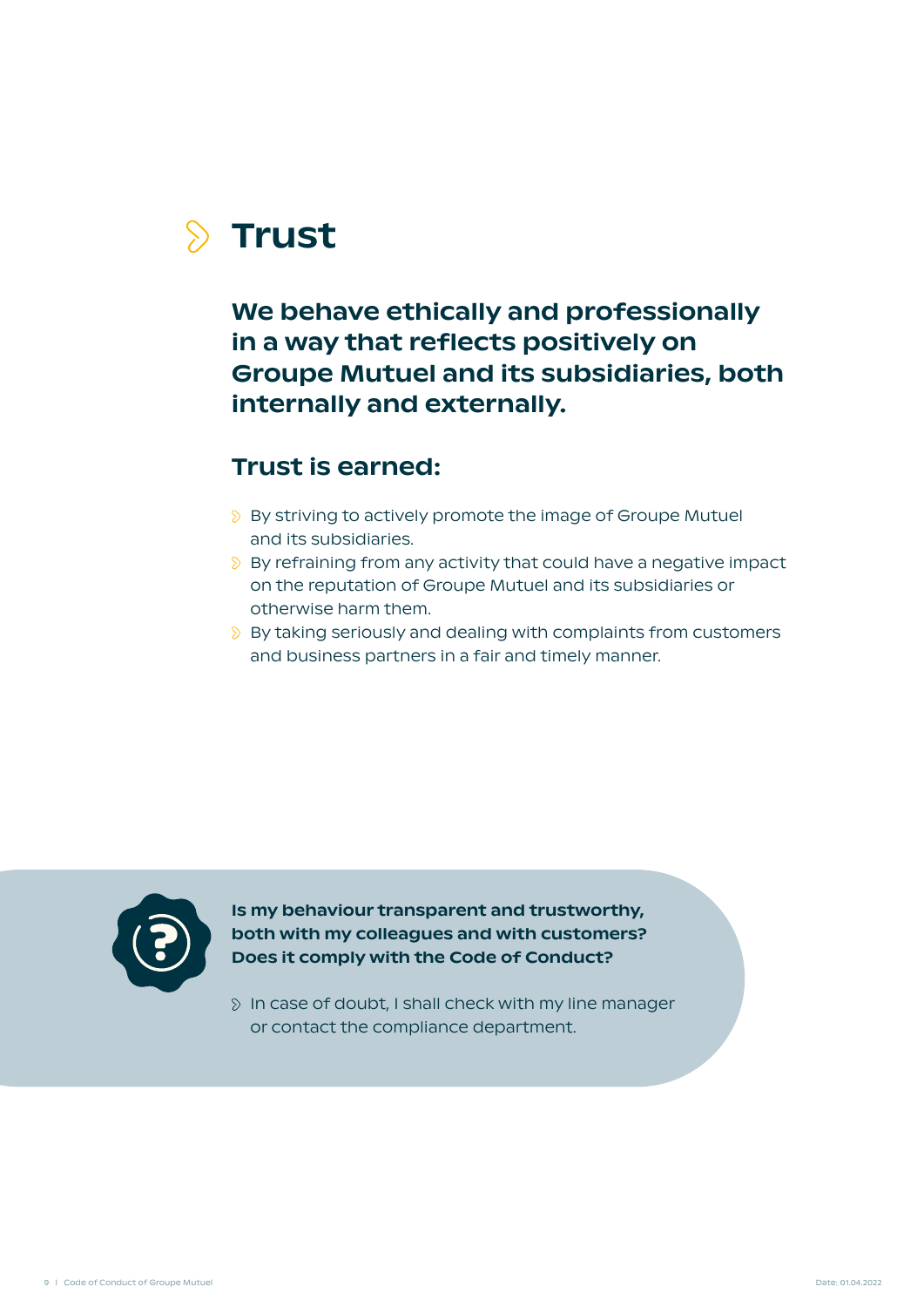# Trust

**We behave ethically and professionally in a way that reflects positively on Groupe Mutuel and its subsidiaries, both internally and externally.**

## Trust is earned:

- By striving to actively promote the image of Groupe Mutuel and its subsidiaries.
- By refraining from any activity that could have a negative impact on the reputation of Groupe Mutuel and its subsidiaries or otherwise harm them.
- By taking seriously and dealing with complaints from customers and business partners in a fair and timely manner.

**Is my behaviour transparent and trustworthy, both with my colleagues and with customers? Does it comply with the Code of Conduct?**

- In case of doubt, I shall check with my line manager or contact the compliance department.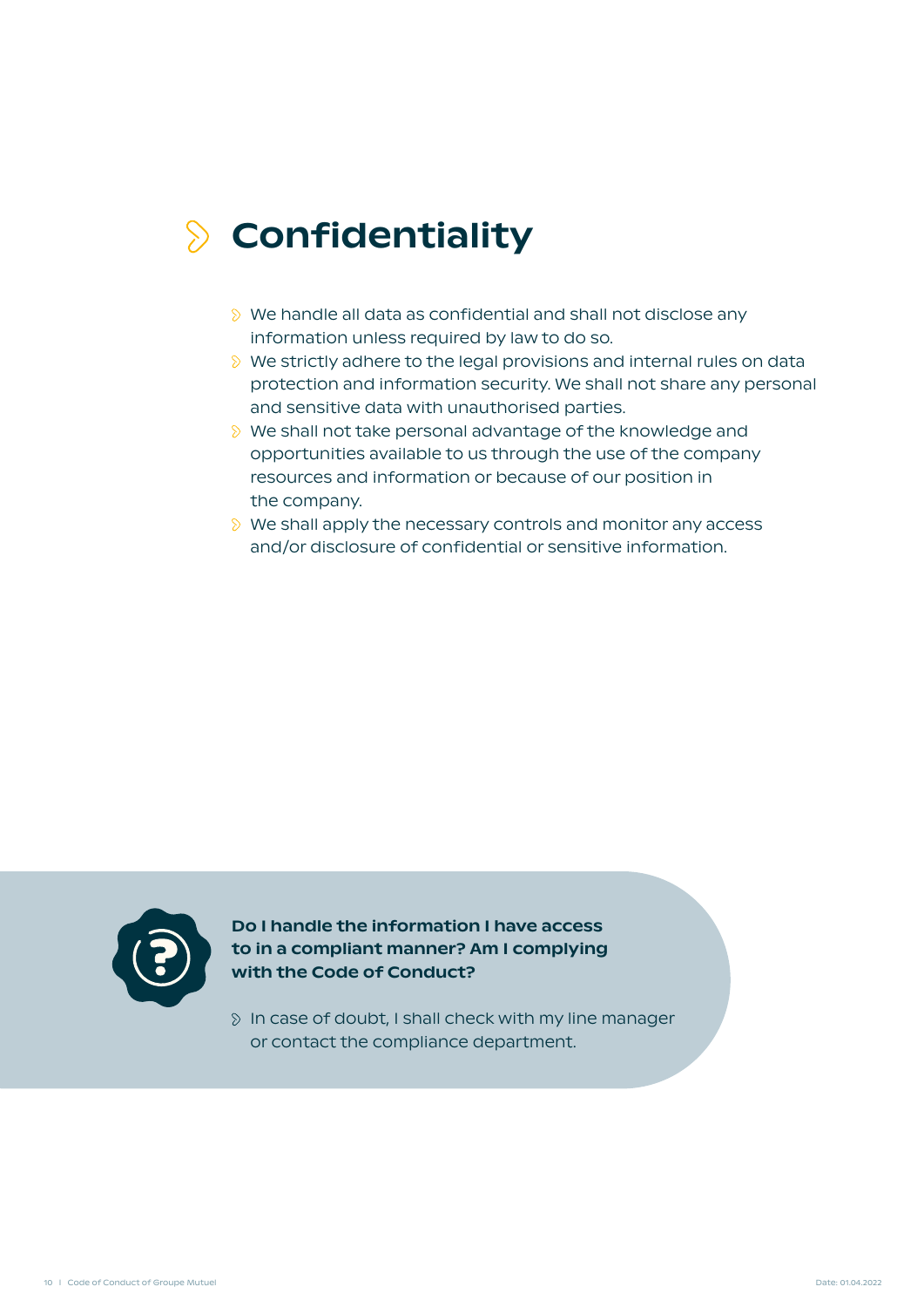# Confidentiality

- We handle all data as confidential and shall not disclose any information unless required by law to do so.
- We strictly adhere to the legal provisions and internal rules on data protection and information security. We shall not share any personal and sensitive data with unauthorised parties.
- We shall not take personal advantage of the knowledge and opportunities available to us through the use of the company resources and information or because of our position in the company.
- We shall apply the necessary controls and monitor any access and/or disclosure of confidential or sensitive information.

**Do I handle the information I have access to in a compliant manner? Am I complying with the Code of Conduct?**

- In case of doubt, I shall check with my line manager or contact the compliance department.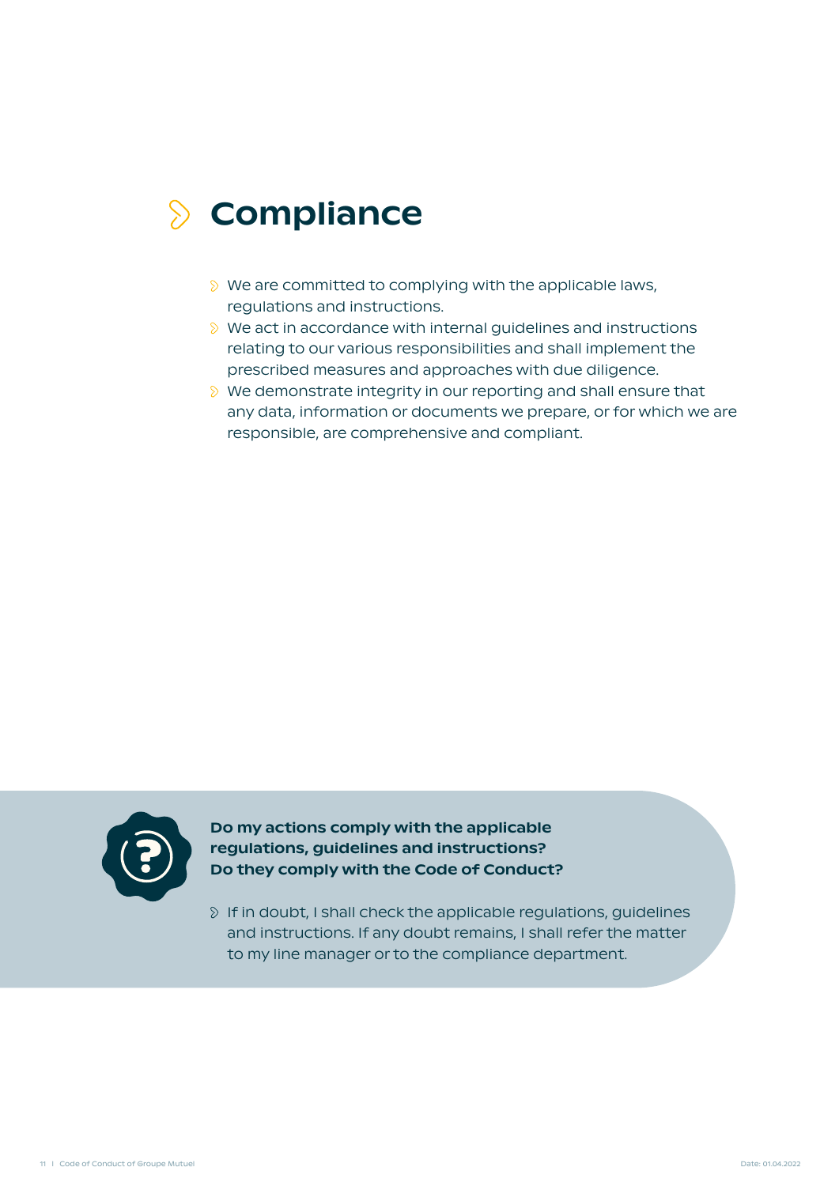# Compliance

- We are committed to complying with the applicable laws, regulations and instructions.
- We act in accordance with internal guidelines and instructions relating to our various responsibilities and shall implement the prescribed measures and approaches with due diligence.
- We demonstrate integrity in our reporting and shall ensure that any data, information or documents we prepare, or for which we are responsible, are comprehensive and compliant.

**Do my actions comply with the applicable regulations, guidelines and instructions? Do they comply with the Code of Conduct?**

- If in doubt, I shall check the applicable regulations, guidelines and instructions. If any doubt remains, I shall refer the matter to my line manager or to the compliance department.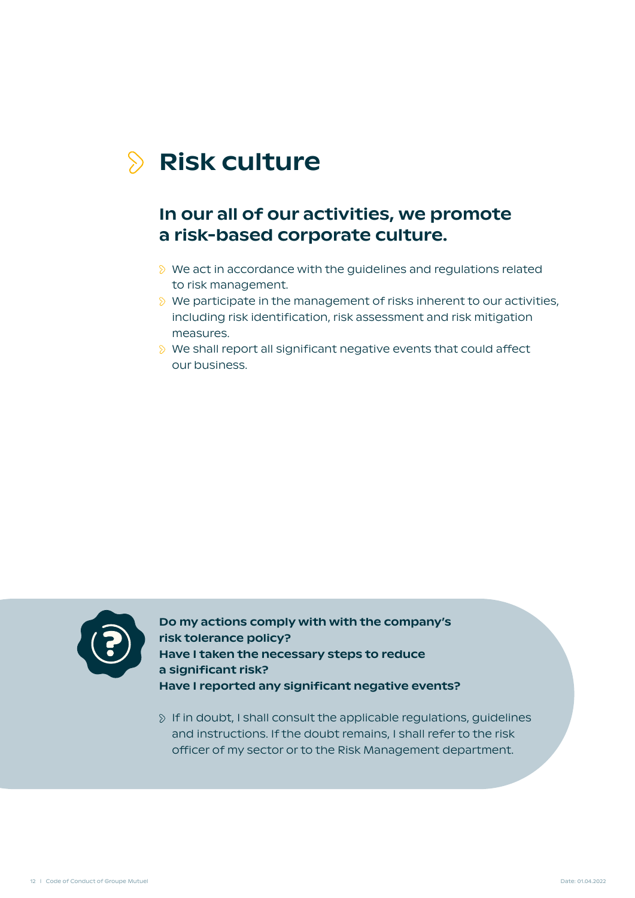# Risk culture

## In our all of our activities, we promote a risk-based corporate culture.

- We act in accordance with the guidelines and regulations related to risk management.
- We participate in the management of risks inherent to our activities, including risk identification, risk assessment and risk mitigation measures.
- We shall report all significant negative events that could affect our business.

**Do my actions comply with with the company's risk tolerance policy?**
**Have I taken the necessary steps to reduce a significant risk?**
**Have I reported any significant negative events?**

- If in doubt, I shall consult the applicable regulations, guidelines and instructions. If the doubt remains, I shall refer to the risk officer of my sector or to the Risk Management department.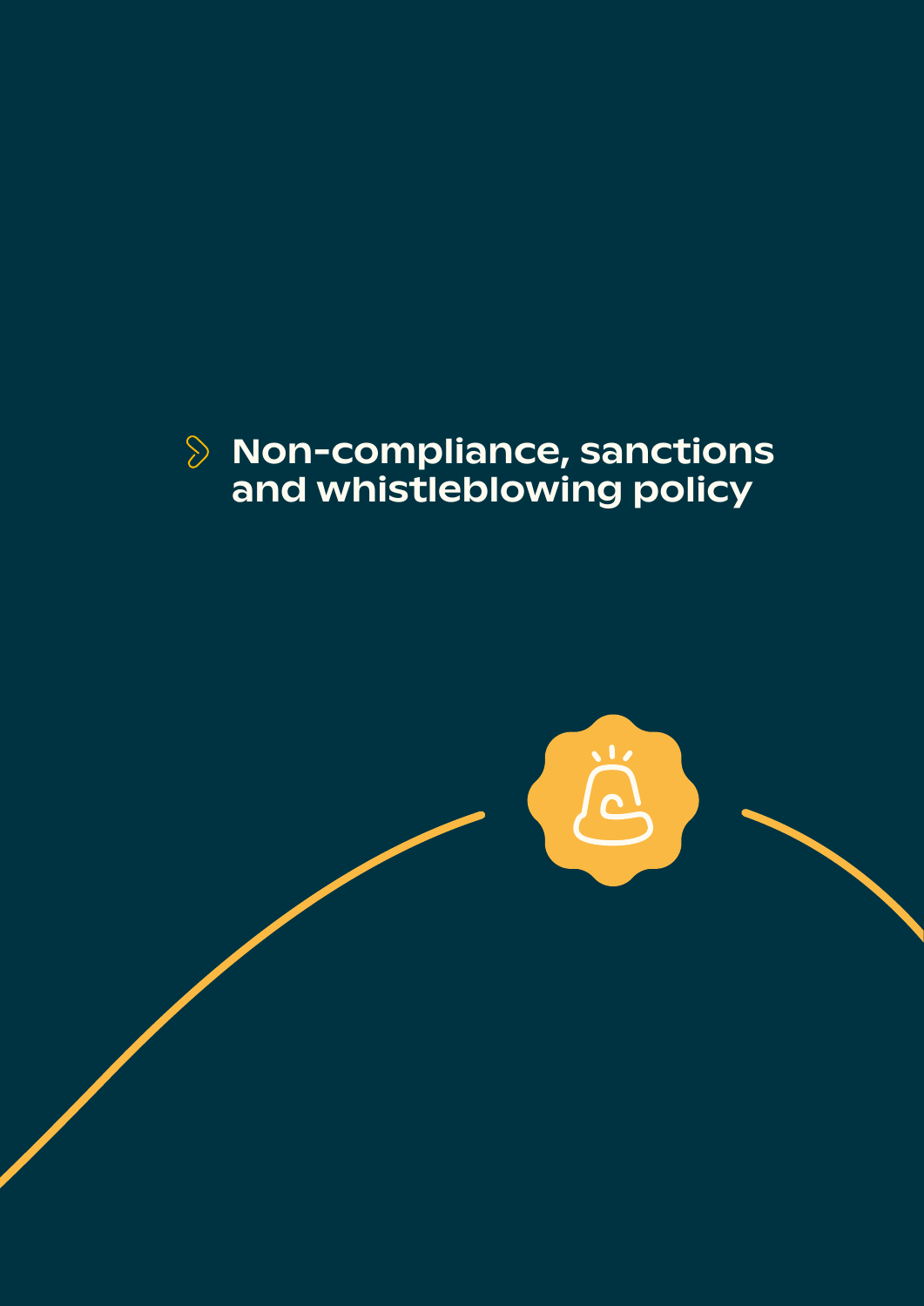# Non-compliance, sanctions and whistleblowing policy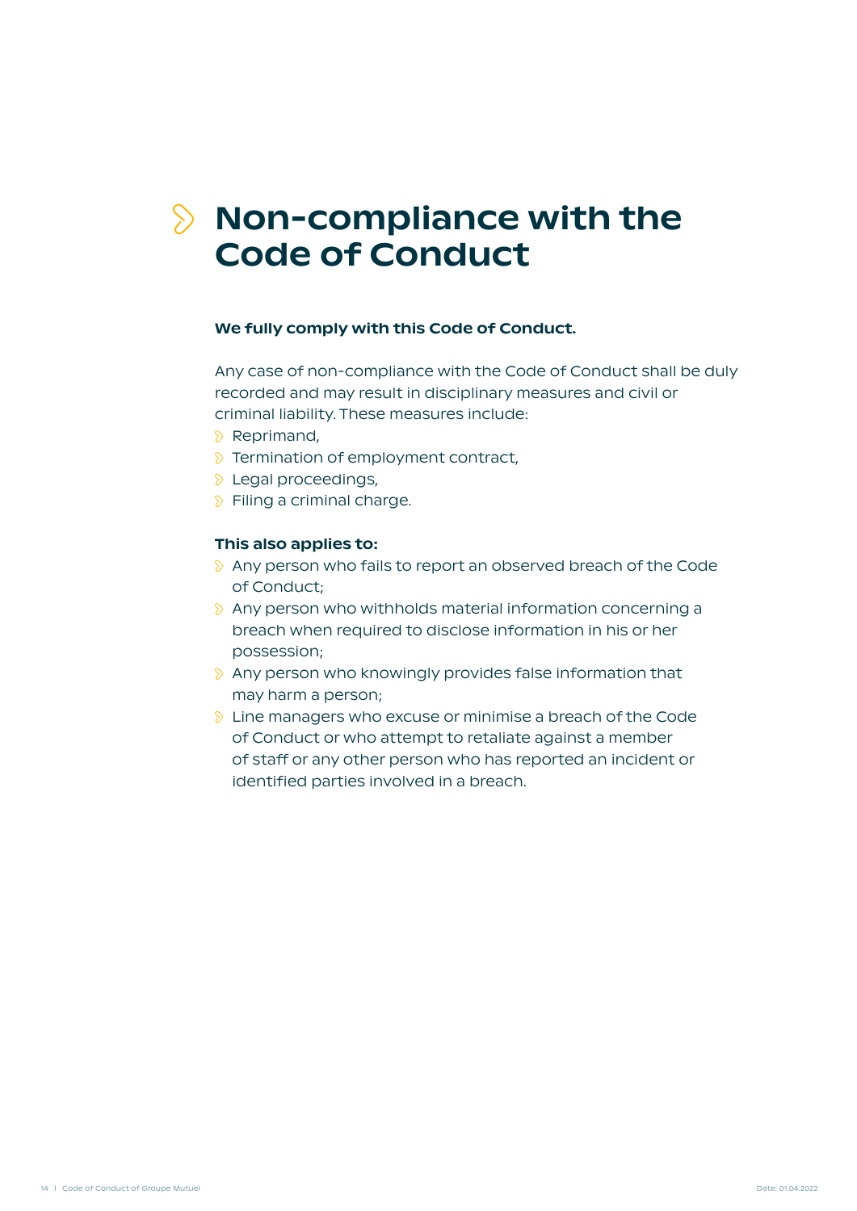# Non-compliance with the Code of Conduct

**We fully comply with this Code of Conduct.**

Any case of non-compliance with the Code of Conduct shall be duly recorded and may result in disciplinary measures and civil or criminal liability. These measures include:

- Reprimand,
- Termination of employment contract,
- Legal proceedings,
- Filing a criminal charge.

**This also applies to:**

- Any person who fails to report an observed breach of the Code of Conduct;
- Any person who withholds material information concerning a breach when required to disclose information in his or her possession;
- Any person who knowingly provides false information that may harm a person;
- Line managers who excuse or minimise a breach of the Code of Conduct or who attempt to retaliate against a member of staff or any other person who has reported an incident or identified parties involved in a breach.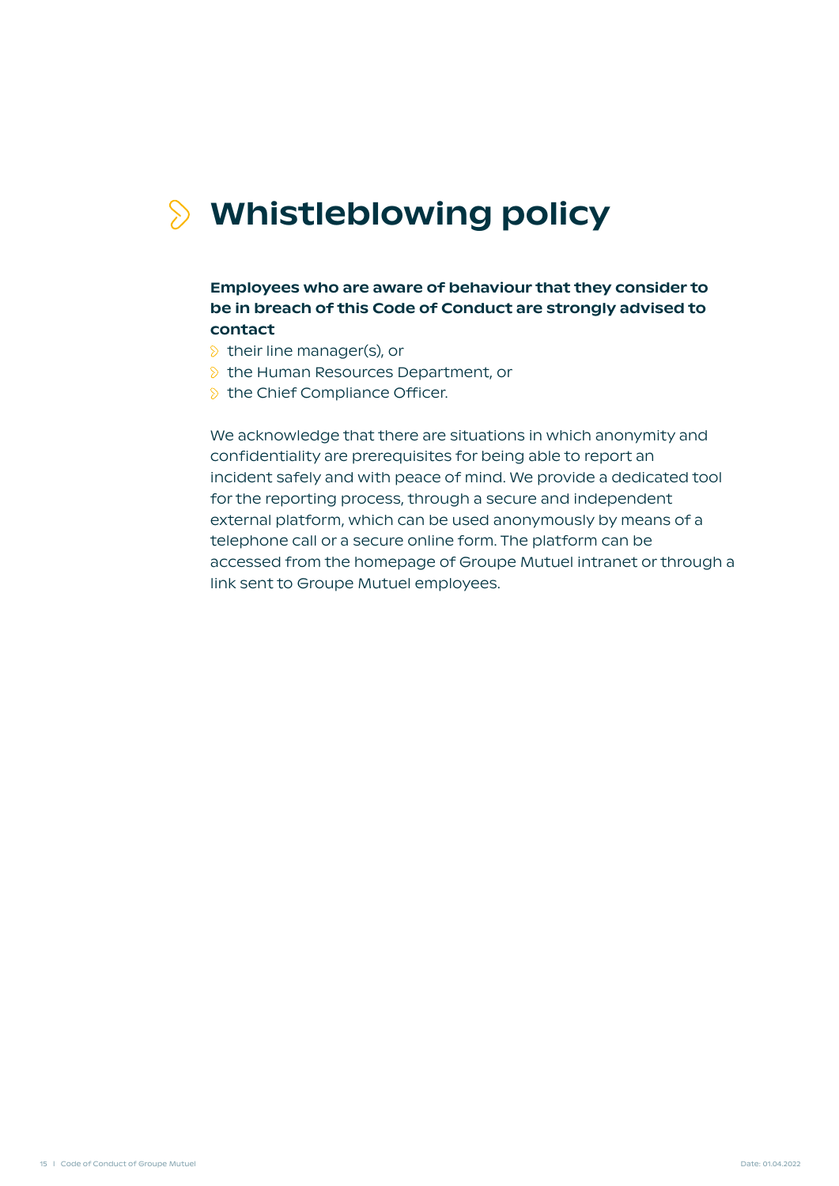# Whistleblowing policy

**Employees who are aware of behaviour that they consider to be in breach of this Code of Conduct are strongly advised to contact**

- their line manager(s), or
- the Human Resources Department, or
- the Chief Compliance Officer.

We acknowledge that there are situations in which anonymity and confidentiality are prerequisites for being able to report an incident safely and with peace of mind. We provide a dedicated tool for the reporting process, through a secure and independent external platform, which can be used anonymously by means of a telephone call or a secure online form. The platform can be accessed from the homepage of Groupe Mutuel intranet or through a link sent to Groupe Mutuel employees.